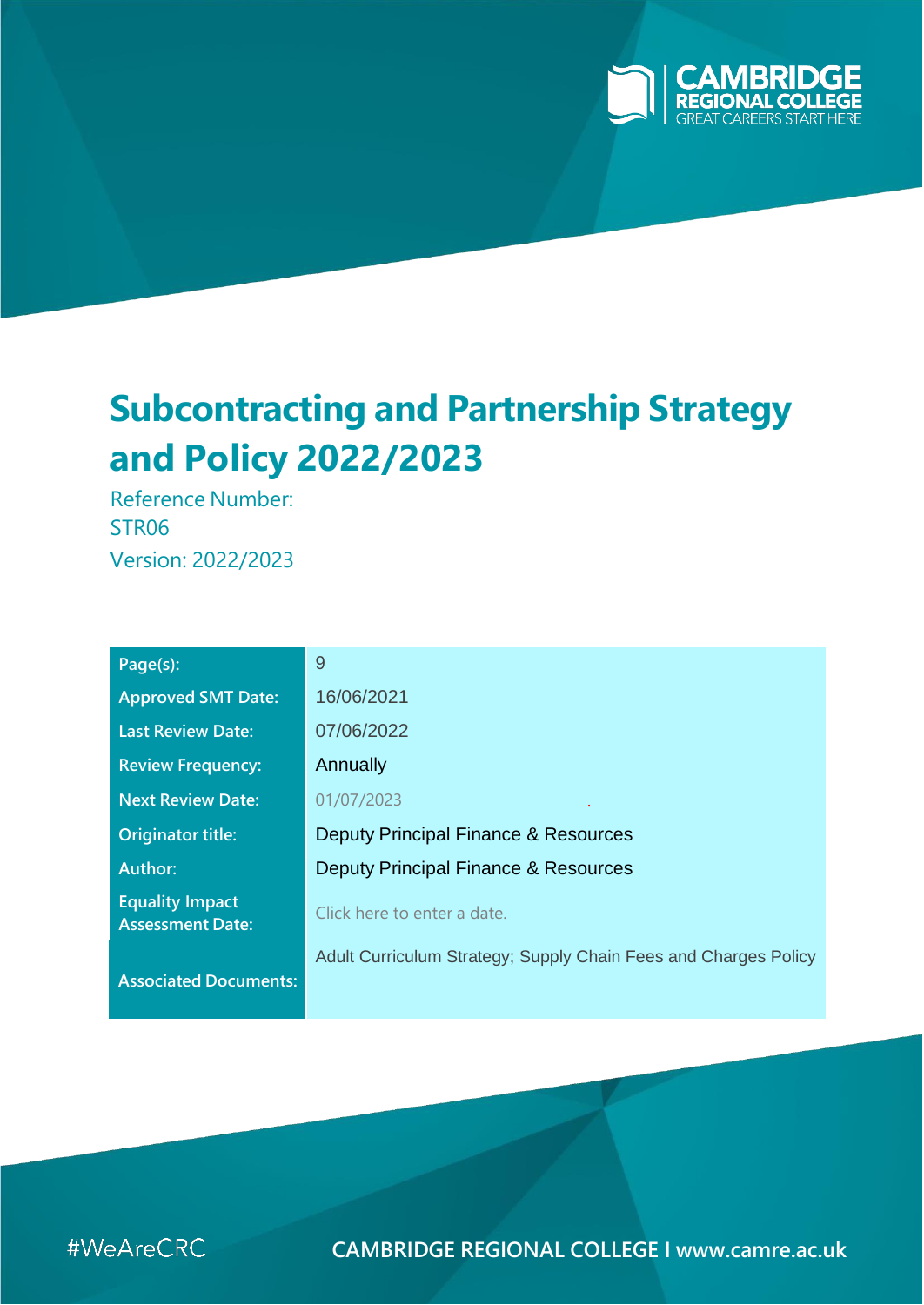CAMBRIDGE REGIONAL COLLEGE
GREAT CAREERS START HERE

# Subcontracting and Partnership Strategy and Policy 2022/2023

Reference Number:
STR06
Version: 2022/2023

| | |
|---|---|
| Page(s): | 9 |
| Approved SMT Date: | 16/06/2021 |
| Last Review Date: | 07/06/2022 |
| Review Frequency: | Annually |
| Next Review Date: | 01/07/2023 |
| Originator title: | Deputy Principal Finance & Resources |
| Author: | Deputy Principal Finance & Resources |
| Equality Impact Assessment Date: | Click here to enter a date. |
| Associated Documents: | Adult Curriculum Strategy; Supply Chain Fees and Charges Policy |

#WeAreCRC

CAMBRIDGE REGIONAL COLLEGE I www.camre.ac.uk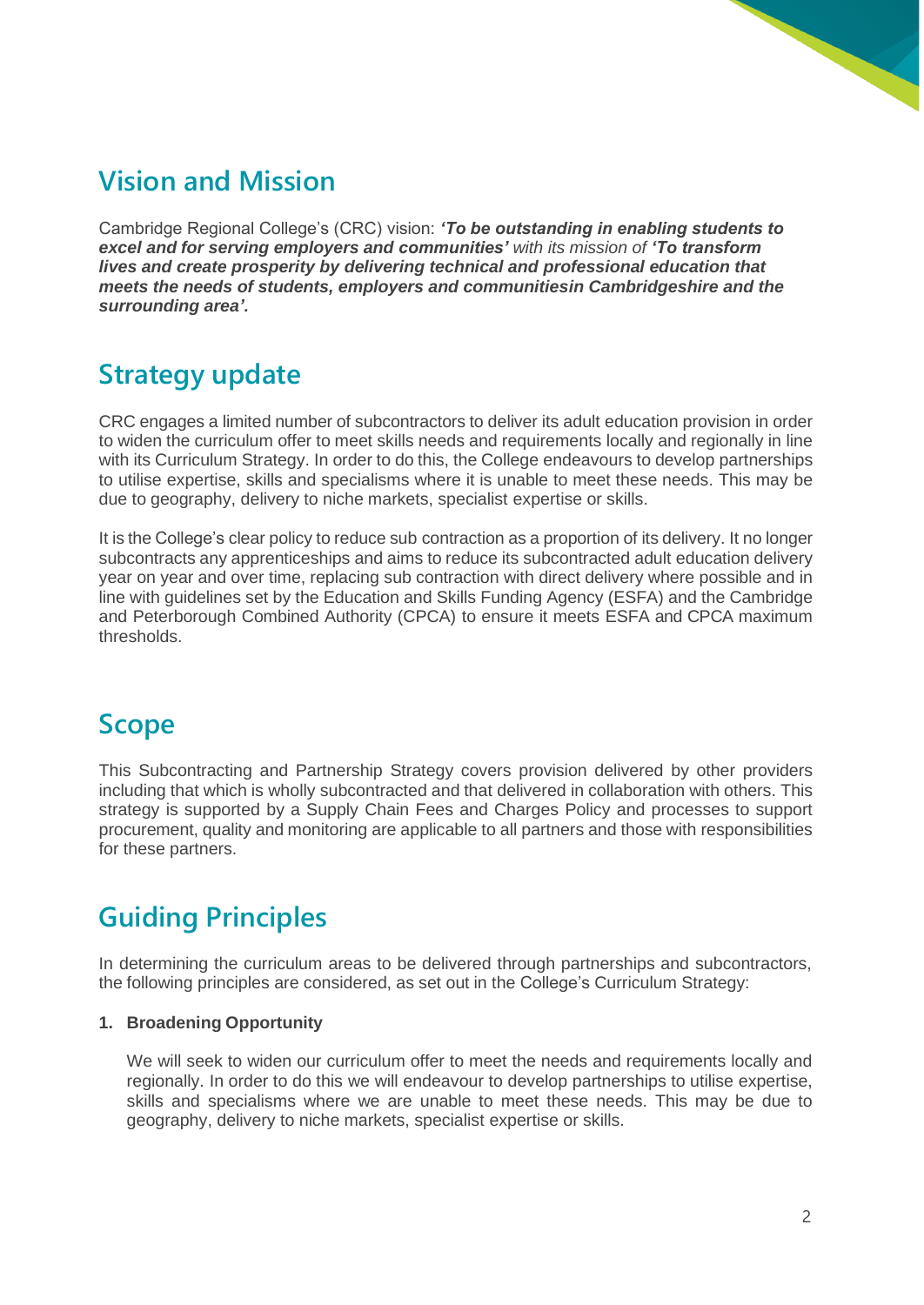## Vision and Mission

Cambridge Regional College's (CRC) vision: ***'To be outstanding in enabling students to excel and for serving employers and communities'*** *with its mission of* ***'To transform lives and create prosperity by delivering technical and professional education that meets the needs of students, employers and communitiesin Cambridgeshire and the surrounding area'.***

## Strategy update

CRC engages a limited number of subcontractors to deliver its adult education provision in order to widen the curriculum offer to meet skills needs and requirements locally and regionally in line with its Curriculum Strategy. In order to do this, the College endeavours to develop partnerships to utilise expertise, skills and specialisms where it is unable to meet these needs. This may be due to geography, delivery to niche markets, specialist expertise or skills.

It is the College's clear policy to reduce sub contraction as a proportion of its delivery. It no longer subcontracts any apprenticeships and aims to reduce its subcontracted adult education delivery year on year and over time, replacing sub contraction with direct delivery where possible and in line with guidelines set by the Education and Skills Funding Agency (ESFA) and the Cambridge and Peterborough Combined Authority (CPCA) to ensure it meets ESFA and CPCA maximum thresholds.

## Scope

This Subcontracting and Partnership Strategy covers provision delivered by other providers including that which is wholly subcontracted and that delivered in collaboration with others. This strategy is supported by a Supply Chain Fees and Charges Policy and processes to support procurement, quality and monitoring are applicable to all partners and those with responsibilities for these partners.

## Guiding Principles

In determining the curriculum areas to be delivered through partnerships and subcontractors, the following principles are considered, as set out in the College's Curriculum Strategy:

**1. Broadening Opportunity**

We will seek to widen our curriculum offer to meet the needs and requirements locally and regionally. In order to do this we will endeavour to develop partnerships to utilise expertise, skills and specialisms where we are unable to meet these needs. This may be due to geography, delivery to niche markets, specialist expertise or skills.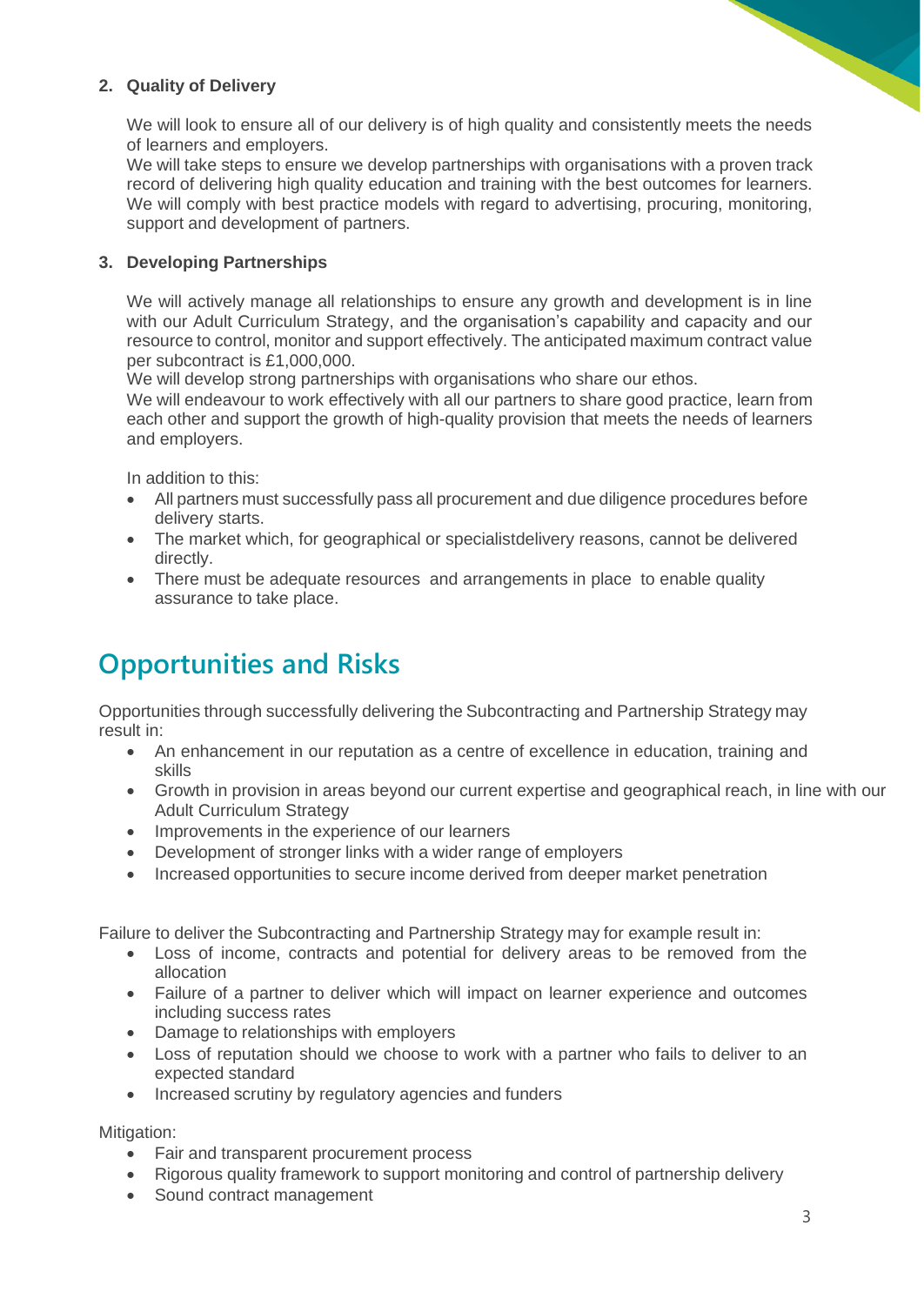**2. Quality of Delivery**

We will look to ensure all of our delivery is of high quality and consistently meets the needs of learners and employers.
We will take steps to ensure we develop partnerships with organisations with a proven track record of delivering high quality education and training with the best outcomes for learners.
We will comply with best practice models with regard to advertising, procuring, monitoring, support and development of partners.

**3. Developing Partnerships**

We will actively manage all relationships to ensure any growth and development is in line with our Adult Curriculum Strategy, and the organisation's capability and capacity and our resource to control, monitor and support effectively. The anticipated maximum contract value per subcontract is £1,000,000.
We will develop strong partnerships with organisations who share our ethos.
We will endeavour to work effectively with all our partners to share good practice, learn from each other and support the growth of high-quality provision that meets the needs of learners and employers.

In addition to this:

- All partners must successfully pass all procurement and due diligence procedures before delivery starts.
- The market which, for geographical or specialistdelivery reasons, cannot be delivered directly.
- There must be adequate resources and arrangements in place to enable quality assurance to take place.

# Opportunities and Risks

Opportunities through successfully delivering the Subcontracting and Partnership Strategy may result in:

- An enhancement in our reputation as a centre of excellence in education, training and skills
- Growth in provision in areas beyond our current expertise and geographical reach, in line with our Adult Curriculum Strategy
- Improvements in the experience of our learners
- Development of stronger links with a wider range of employers
- Increased opportunities to secure income derived from deeper market penetration

Failure to deliver the Subcontracting and Partnership Strategy may for example result in:

- Loss of income, contracts and potential for delivery areas to be removed from the allocation
- Failure of a partner to deliver which will impact on learner experience and outcomes including success rates
- Damage to relationships with employers
- Loss of reputation should we choose to work with a partner who fails to deliver to an expected standard
- Increased scrutiny by regulatory agencies and funders

Mitigation:

- Fair and transparent procurement process
- Rigorous quality framework to support monitoring and control of partnership delivery
- Sound contract management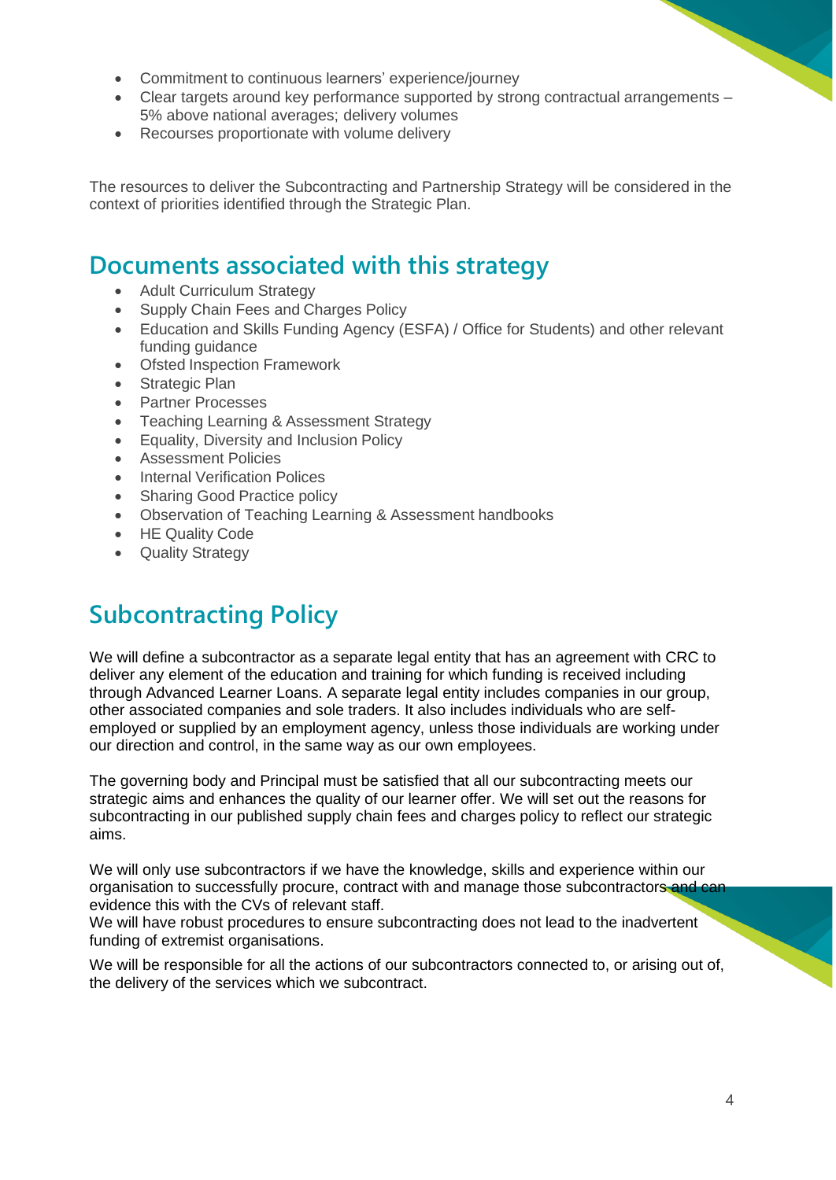- Commitment to continuous learners' experience/journey
- Clear targets around key performance supported by strong contractual arrangements – 5% above national averages; delivery volumes
- Recourses proportionate with volume delivery

The resources to deliver the Subcontracting and Partnership Strategy will be considered in the context of priorities identified through the Strategic Plan.

## Documents associated with this strategy

- Adult Curriculum Strategy
- Supply Chain Fees and Charges Policy
- Education and Skills Funding Agency (ESFA) / Office for Students) and other relevant funding guidance
- Ofsted Inspection Framework
- Strategic Plan
- Partner Processes
- Teaching Learning & Assessment Strategy
- Equality, Diversity and Inclusion Policy
- Assessment Policies
- Internal Verification Polices
- Sharing Good Practice policy
- Observation of Teaching Learning & Assessment handbooks
- HE Quality Code
- Quality Strategy

## Subcontracting Policy

We will define a subcontractor as a separate legal entity that has an agreement with CRC to deliver any element of the education and training for which funding is received including through Advanced Learner Loans. A separate legal entity includes companies in our group, other associated companies and sole traders. It also includes individuals who are self-employed or supplied by an employment agency, unless those individuals are working under our direction and control, in the same way as our own employees.

The governing body and Principal must be satisfied that all our subcontracting meets our strategic aims and enhances the quality of our learner offer. We will set out the reasons for subcontracting in our published supply chain fees and charges policy to reflect our strategic aims.

We will only use subcontractors if we have the knowledge, skills and experience within our organisation to successfully procure, contract with and manage those subcontractors and can evidence this with the CVs of relevant staff.
We will have robust procedures to ensure subcontracting does not lead to the inadvertent funding of extremist organisations.

We will be responsible for all the actions of our subcontractors connected to, or arising out of, the delivery of the services which we subcontract.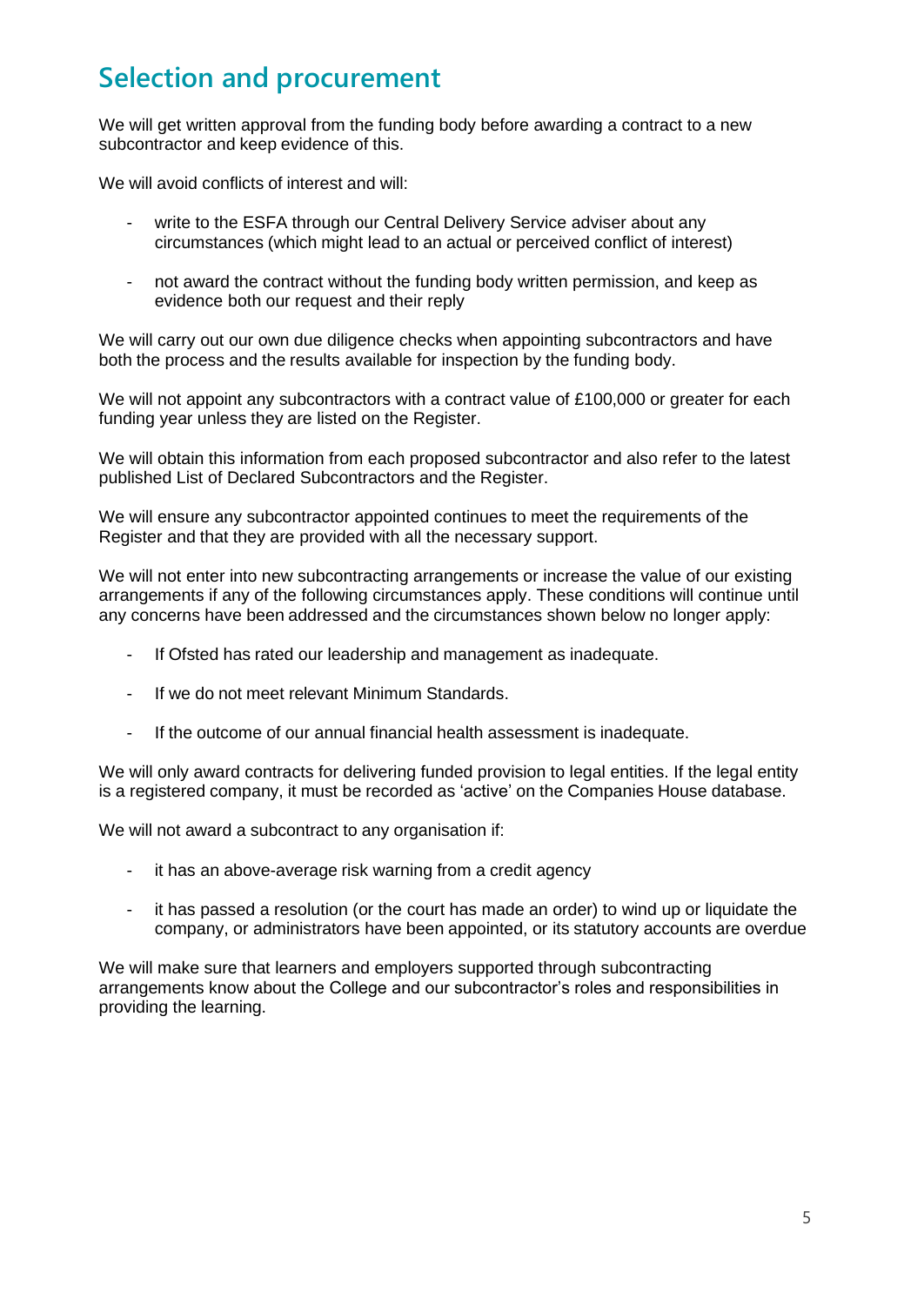## Selection and procurement

We will get written approval from the funding body before awarding a contract to a new subcontractor and keep evidence of this.

We will avoid conflicts of interest and will:

- write to the ESFA through our Central Delivery Service adviser about any circumstances (which might lead to an actual or perceived conflict of interest)
- not award the contract without the funding body written permission, and keep as evidence both our request and their reply

We will carry out our own due diligence checks when appointing subcontractors and have both the process and the results available for inspection by the funding body.

We will not appoint any subcontractors with a contract value of £100,000 or greater for each funding year unless they are listed on the Register.

We will obtain this information from each proposed subcontractor and also refer to the latest published List of Declared Subcontractors and the Register.

We will ensure any subcontractor appointed continues to meet the requirements of the Register and that they are provided with all the necessary support.

We will not enter into new subcontracting arrangements or increase the value of our existing arrangements if any of the following circumstances apply. These conditions will continue until any concerns have been addressed and the circumstances shown below no longer apply:

- If Ofsted has rated our leadership and management as inadequate.
- If we do not meet relevant Minimum Standards.
- If the outcome of our annual financial health assessment is inadequate.

We will only award contracts for delivering funded provision to legal entities. If the legal entity is a registered company, it must be recorded as 'active' on the Companies House database.

We will not award a subcontract to any organisation if:

- it has an above-average risk warning from a credit agency
- it has passed a resolution (or the court has made an order) to wind up or liquidate the company, or administrators have been appointed, or its statutory accounts are overdue

We will make sure that learners and employers supported through subcontracting arrangements know about the College and our subcontractor's roles and responsibilities in providing the learning.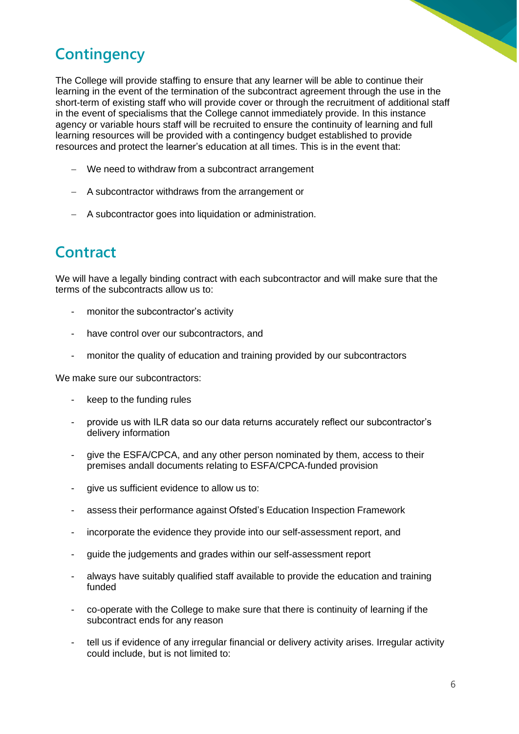## Contingency

The College will provide staffing to ensure that any learner will be able to continue their learning in the event of the termination of the subcontract agreement through the use in the short-term of existing staff who will provide cover or through the recruitment of additional staff in the event of specialisms that the College cannot immediately provide. In this instance agency or variable hours staff will be recruited to ensure the continuity of learning and full learning resources will be provided with a contingency budget established to provide resources and protect the learner's education at all times. This is in the event that:

- We need to withdraw from a subcontract arrangement
- A subcontractor withdraws from the arrangement or
- A subcontractor goes into liquidation or administration.

## Contract

We will have a legally binding contract with each subcontractor and will make sure that the terms of the subcontracts allow us to:

- monitor the subcontractor's activity
- have control over our subcontractors, and
- monitor the quality of education and training provided by our subcontractors

We make sure our subcontractors:

- keep to the funding rules
- provide us with ILR data so our data returns accurately reflect our subcontractor's delivery information
- give the ESFA/CPCA, and any other person nominated by them, access to their premises andall documents relating to ESFA/CPCA-funded provision
- give us sufficient evidence to allow us to:
- assess their performance against Ofsted's Education Inspection Framework
- incorporate the evidence they provide into our self-assessment report, and
- guide the judgements and grades within our self-assessment report
- always have suitably qualified staff available to provide the education and training funded
- co-operate with the College to make sure that there is continuity of learning if the subcontract ends for any reason
- tell us if evidence of any irregular financial or delivery activity arises. Irregular activity could include, but is not limited to: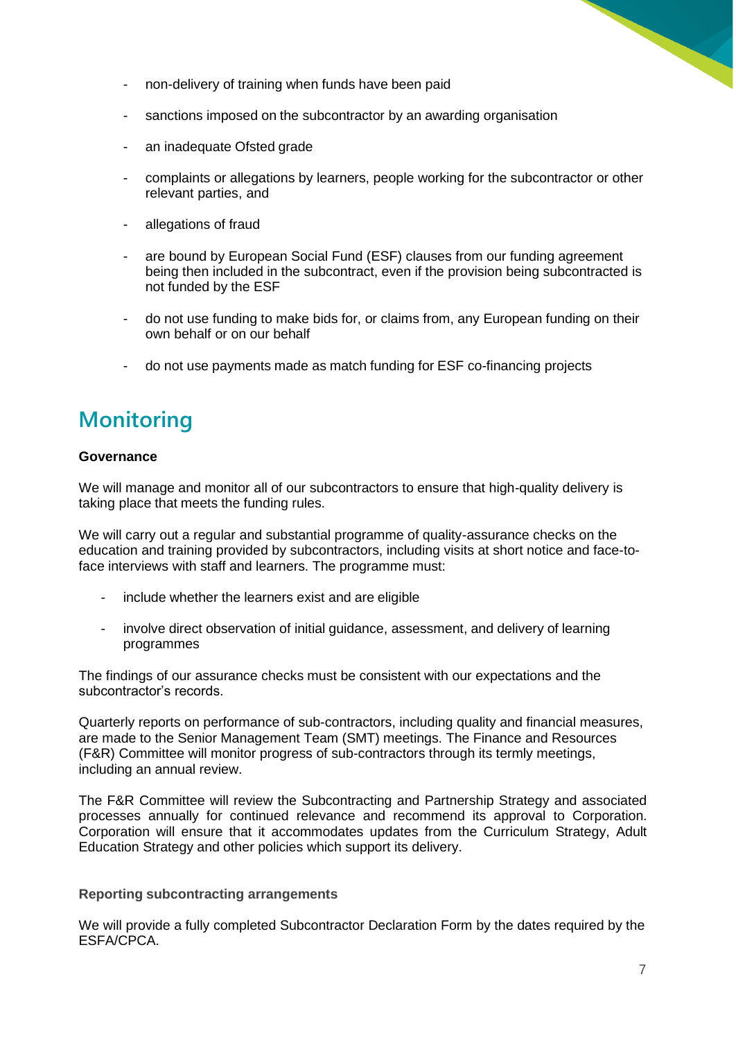- non-delivery of training when funds have been paid
- sanctions imposed on the subcontractor by an awarding organisation
- an inadequate Ofsted grade
- complaints or allegations by learners, people working for the subcontractor or other relevant parties, and
- allegations of fraud
- are bound by European Social Fund (ESF) clauses from our funding agreement being then included in the subcontract, even if the provision being subcontracted is not funded by the ESF
- do not use funding to make bids for, or claims from, any European funding on their own behalf or on our behalf
- do not use payments made as match funding for ESF co-financing projects

## Monitoring

**Governance**

We will manage and monitor all of our subcontractors to ensure that high-quality delivery is taking place that meets the funding rules.

We will carry out a regular and substantial programme of quality-assurance checks on the education and training provided by subcontractors, including visits at short notice and face-to-face interviews with staff and learners. The programme must:

- include whether the learners exist and are eligible
- involve direct observation of initial guidance, assessment, and delivery of learning programmes

The findings of our assurance checks must be consistent with our expectations and the subcontractor's records.

Quarterly reports on performance of sub-contractors, including quality and financial measures, are made to the Senior Management Team (SMT) meetings. The Finance and Resources (F&R) Committee will monitor progress of sub-contractors through its termly meetings, including an annual review.

The F&R Committee will review the Subcontracting and Partnership Strategy and associated processes annually for continued relevance and recommend its approval to Corporation. Corporation will ensure that it accommodates updates from the Curriculum Strategy, Adult Education Strategy and other policies which support its delivery.

**Reporting subcontracting arrangements**

We will provide a fully completed Subcontractor Declaration Form by the dates required by the ESFA/CPCA.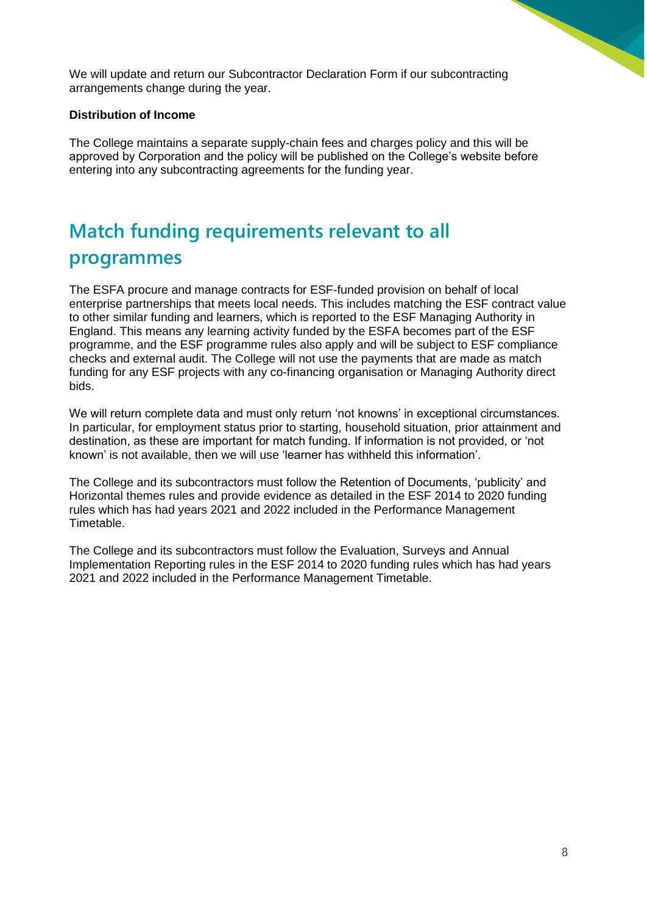We will update and return our Subcontractor Declaration Form if our subcontracting arrangements change during the year.

**Distribution of Income**

The College maintains a separate supply-chain fees and charges policy and this will be approved by Corporation and the policy will be published on the College's website before entering into any subcontracting agreements for the funding year.

## Match funding requirements relevant to all programmes

The ESFA procure and manage contracts for ESF-funded provision on behalf of local enterprise partnerships that meets local needs. This includes matching the ESF contract value to other similar funding and learners, which is reported to the ESF Managing Authority in England. This means any learning activity funded by the ESFA becomes part of the ESF programme, and the ESF programme rules also apply and will be subject to ESF compliance checks and external audit. The College will not use the payments that are made as match funding for any ESF projects with any co-financing organisation or Managing Authority direct bids.

We will return complete data and must only return 'not knowns' in exceptional circumstances. In particular, for employment status prior to starting, household situation, prior attainment and destination, as these are important for match funding. If information is not provided, or 'not known' is not available, then we will use 'learner has withheld this information'.

The College and its subcontractors must follow the Retention of Documents, 'publicity' and Horizontal themes rules and provide evidence as detailed in the ESF 2014 to 2020 funding rules which has had years 2021 and 2022 included in the Performance Management Timetable.

The College and its subcontractors must follow the Evaluation, Surveys and Annual Implementation Reporting rules in the ESF 2014 to 2020 funding rules which has had years 2021 and 2022 included in the Performance Management Timetable.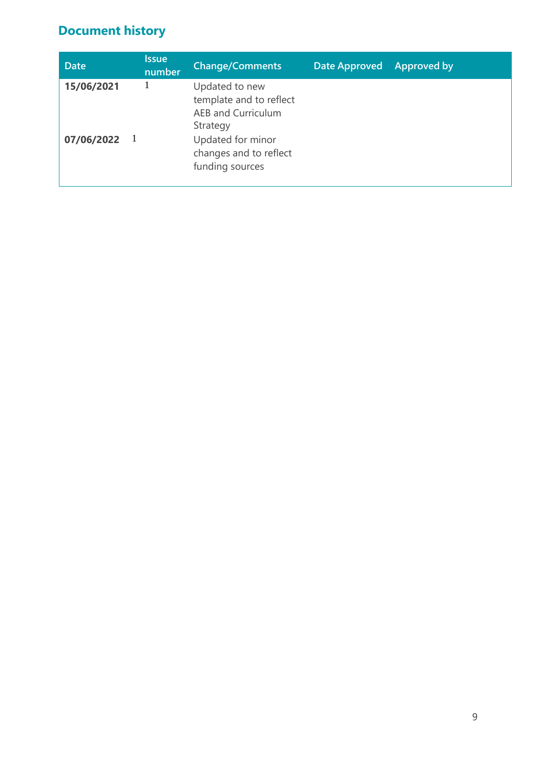## Document history

| Date | Issue number | Change/Comments | Date Approved | Approved by |
|---|---|---|---|---|
| **15/06/2021** | 1 | Updated to new template and to reflect AEB and Curriculum Strategy | | |
| **07/06/2022** | 1 | Updated for minor changes and to reflect funding sources | | |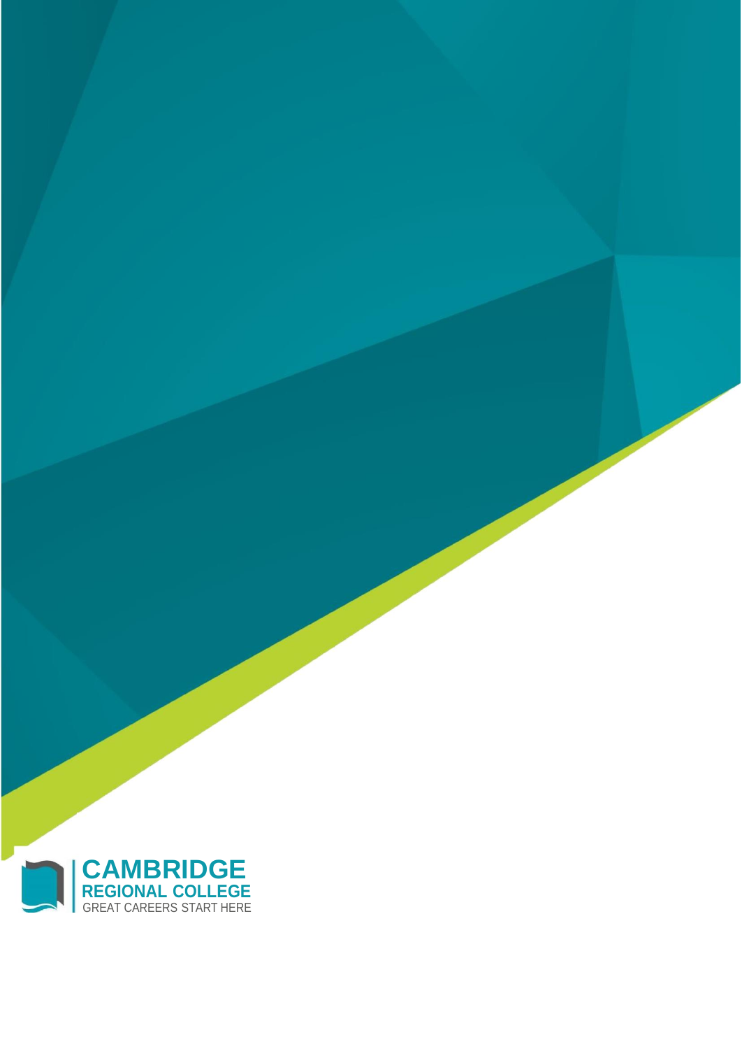CAMBRIDGE
REGIONAL COLLEGE
GREAT CAREERS START HERE